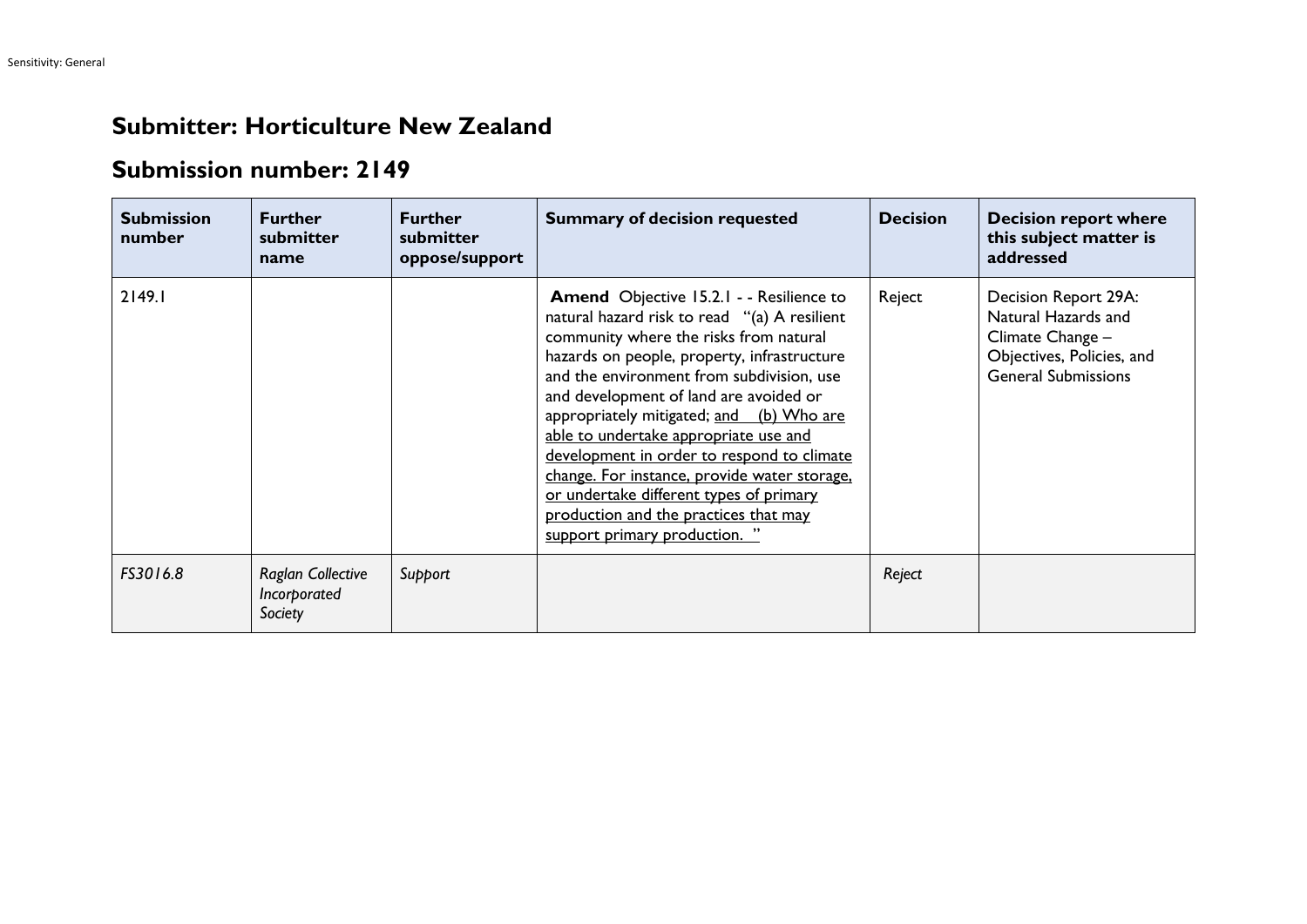## Submitter: Horticulture New Zealand

## Submission number: 2149

| Submission number | Further submitter name | Further submitter oppose/support | Summary of decision requested | Decision | Decision report where this subject matter is addressed |
|---|---|---|---|---|---|
| 2149.1 | | | **Amend** Objective 15.2.1 - - Resilience to natural hazard risk to read "(a) A resilient community where the risks from natural hazards on people, property, infrastructure and the environment from subdivision, use and development of land are avoided or appropriately mitigated; <u>and (b) Who are able to undertake appropriate use and development in order to respond to climate change. For instance, provide water storage, or undertake different types of primary production and the practices that may support primary production.</u> " | Reject | Decision Report 29A: Natural Hazards and Climate Change – Objectives, Policies, and General Submissions |
| *FS3016.8* | *Raglan Collective Incorporated Society* | *Support* | | *Reject* | |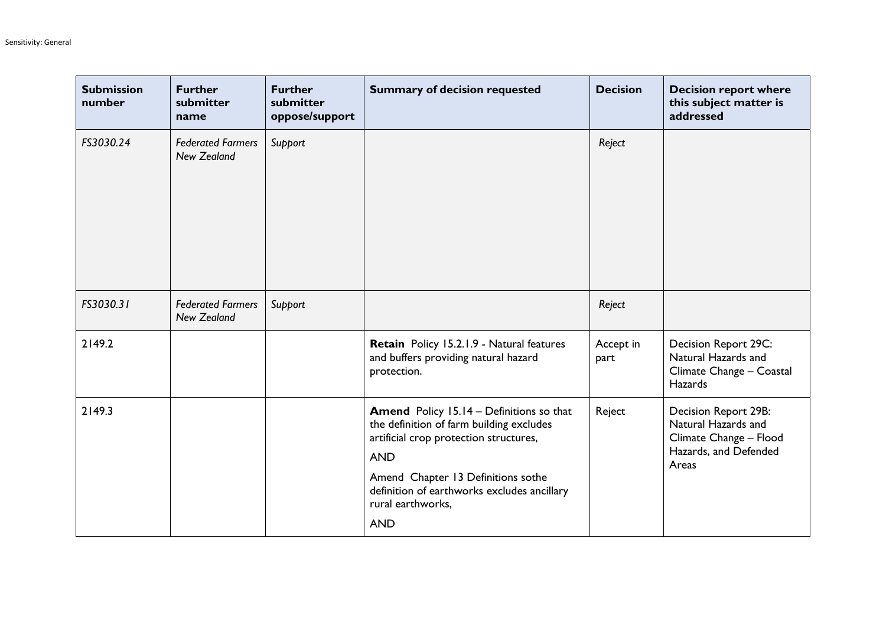| Submission number | Further submitter name | Further submitter oppose/support | Summary of decision requested | Decision | Decision report where this subject matter is addressed |
|---|---|---|---|---|---|
| *FS3030.24* | *Federated Farmers New Zealand* | *Support* | | *Reject* | |
| *FS3030.31* | *Federated Farmers New Zealand* | *Support* | | *Reject* | |
| 2149.2 | | | **Retain** Policy 15.2.1.9 - Natural features and buffers providing natural hazard protection. | Accept in part | Decision Report 29C: Natural Hazards and Climate Change – Coastal Hazards |
| 2149.3 | | | **Amend** Policy 15.14 – Definitions so that the definition of farm building excludes artificial crop protection structures,<br><br>AND<br><br>Amend Chapter 13 Definitions sothe definition of earthworks excludes ancillary rural earthworks,<br><br>AND | Reject | Decision Report 29B: Natural Hazards and Climate Change – Flood Hazards, and Defended Areas |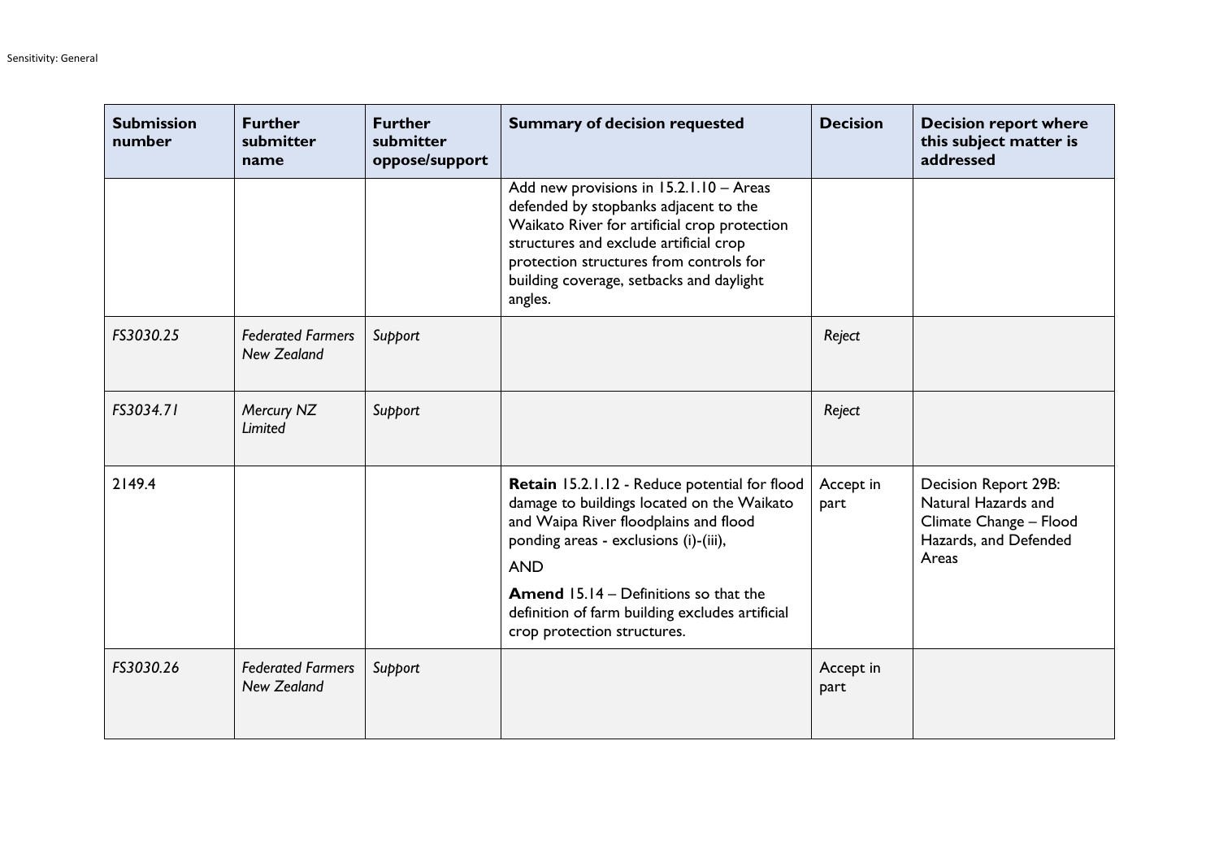| Submission number | Further submitter name | Further submitter oppose/support | Summary of decision requested | Decision | Decision report where this subject matter is addressed |
|---|---|---|---|---|---|
| | | | Add new provisions in 15.2.1.10 – Areas defended by stopbanks adjacent to the Waikato River for artificial crop protection structures and exclude artificial crop protection structures from controls for building coverage, setbacks and daylight angles. | | |
| *FS3030.25* | *Federated Farmers New Zealand* | *Support* | | *Reject* | |
| *FS3034.71* | *Mercury NZ Limited* | *Support* | | *Reject* | |
| 2149.4 | | | **Retain** 15.2.1.12 - Reduce potential for flood damage to buildings located on the Waikato and Waipa River floodplains and flood ponding areas - exclusions (i)-(iii), <br><br> AND <br><br> **Amend** 15.14 – Definitions so that the definition of farm building excludes artificial crop protection structures. | Accept in part | Decision Report 29B: Natural Hazards and Climate Change – Flood Hazards, and Defended Areas |
| *FS3030.26* | *Federated Farmers New Zealand* | *Support* | | Accept in part | |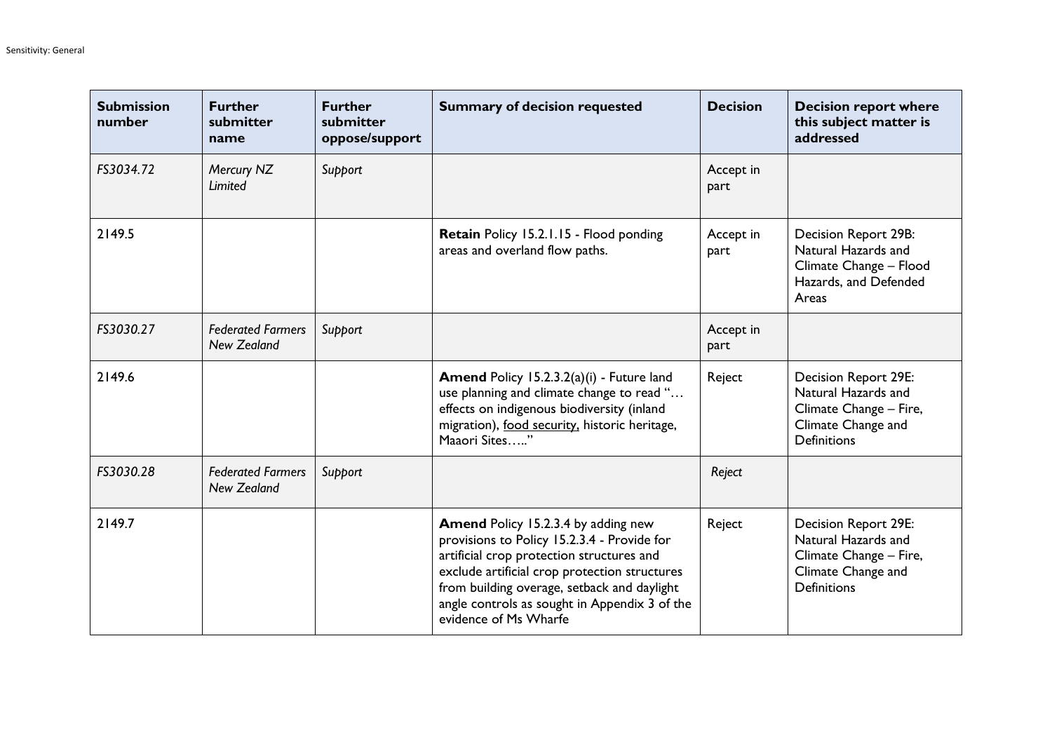| Submission number | Further submitter name | Further submitter oppose/support | Summary of decision requested | Decision | Decision report where this subject matter is addressed |
|---|---|---|---|---|---|
| *FS3034.72* | *Mercury NZ Limited* | *Support* | | Accept in part | |
| 2149.5 | | | **Retain** Policy 15.2.1.15 - Flood ponding areas and overland flow paths. | Accept in part | Decision Report 29B: Natural Hazards and Climate Change – Flood Hazards, and Defended Areas |
| *FS3030.27* | *Federated Farmers New Zealand* | *Support* | | Accept in part | |
| 2149.6 | | | **Amend** Policy 15.2.3.2(a)(i) - Future land use planning and climate change to read "… effects on indigenous biodiversity (inland migration), <u>food security,</u> historic heritage, Maaori Sites….." | Reject | Decision Report 29E: Natural Hazards and Climate Change – Fire, Climate Change and Definitions |
| *FS3030.28* | *Federated Farmers New Zealand* | *Support* | | *Reject* | |
| 2149.7 | | | **Amend** Policy 15.2.3.4 by adding new provisions to Policy 15.2.3.4 - Provide for artificial crop protection structures and exclude artificial crop protection structures from building overage, setback and daylight angle controls as sought in Appendix 3 of the evidence of Ms Wharfe | Reject | Decision Report 29E: Natural Hazards and Climate Change – Fire, Climate Change and Definitions |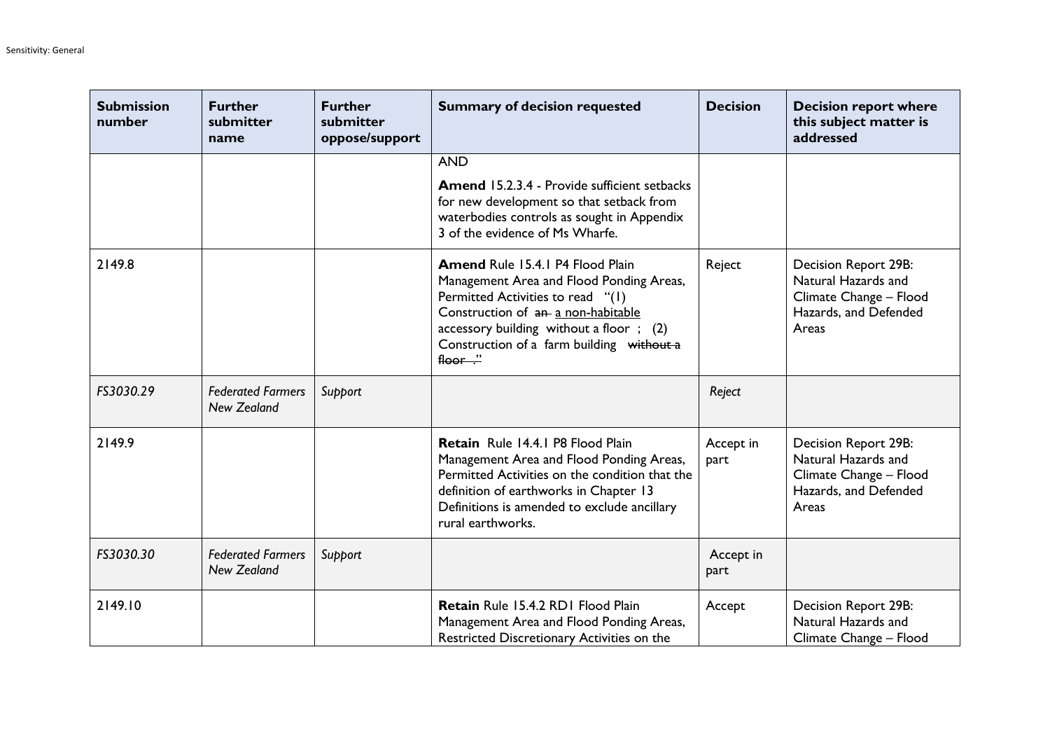| Submission number | Further submitter name | Further submitter oppose/support | Summary of decision requested | Decision | Decision report where this subject matter is addressed |
|---|---|---|---|---|---|
| | | | AND<br><br>**Amend** 15.2.3.4 - Provide sufficient setbacks for new development so that setback from waterbodies controls as sought in Appendix 3 of the evidence of Ms Wharfe. | | |
| 2149.8 | | | **Amend** Rule 15.4.1 P4 Flood Plain Management Area and Flood Ponding Areas, Permitted Activities to read "(1) Construction of ~~an~~ a non-habitable accessory building without a floor ; (2) Construction of a farm building ~~without a floor~~ ." | Reject | Decision Report 29B: Natural Hazards and Climate Change – Flood Hazards, and Defended Areas |
| *FS3030.29* | *Federated Farmers New Zealand* | *Support* | | *Reject* | |
| 2149.9 | | | **Retain** Rule 14.4.1 P8 Flood Plain Management Area and Flood Ponding Areas, Permitted Activities on the condition that the definition of earthworks in Chapter 13 Definitions is amended to exclude ancillary rural earthworks. | Accept in part | Decision Report 29B: Natural Hazards and Climate Change – Flood Hazards, and Defended Areas |
| *FS3030.30* | *Federated Farmers New Zealand* | *Support* | | Accept in part | |
| 2149.10 | | | **Retain** Rule 15.4.2 RD1 Flood Plain Management Area and Flood Ponding Areas, Restricted Discretionary Activities on the | Accept | Decision Report 29B: Natural Hazards and Climate Change – Flood |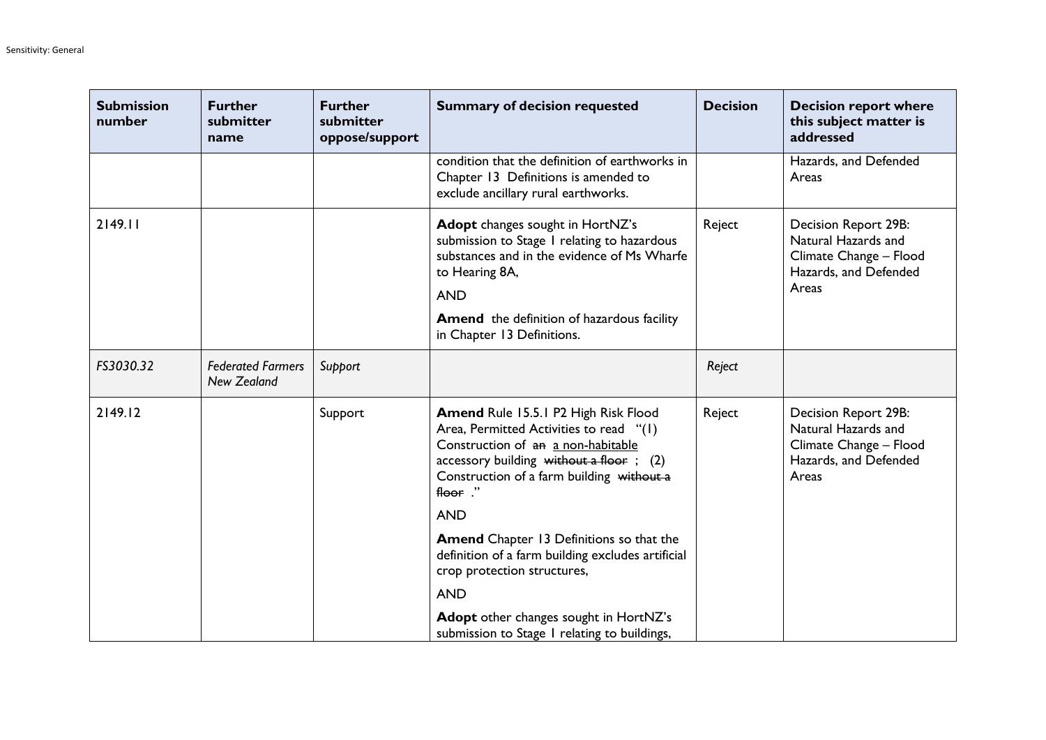| Submission number | Further submitter name | Further submitter oppose/support | Summary of decision requested | Decision | Decision report where this subject matter is addressed |
|---|---|---|---|---|---|
| | | | condition that the definition of earthworks in Chapter 13 Definitions is amended to exclude ancillary rural earthworks. | | Hazards, and Defended Areas |
| 2149.11 | | | **Adopt** changes sought in HortNZ's submission to Stage 1 relating to hazardous substances and in the evidence of Ms Wharfe to Hearing 8A, <br><br> AND <br><br> **Amend** the definition of hazardous facility in Chapter 13 Definitions. | Reject | Decision Report 29B: Natural Hazards and Climate Change – Flood Hazards, and Defended Areas |
| *FS3030.32* | *Federated Farmers New Zealand* | *Support* | | *Reject* | |
| 2149.12 | | Support | **Amend** Rule 15.5.1 P2 High Risk Flood Area, Permitted Activities to read "(1) Construction of ~~an~~ <u>a non-habitable</u> accessory building ~~without a floor~~ ; (2) Construction of a farm building ~~without a floor~~ ." <br><br> AND <br><br> **Amend** Chapter 13 Definitions so that the definition of a farm building excludes artificial crop protection structures, <br><br> AND <br><br> **Adopt** other changes sought in HortNZ's submission to Stage 1 relating to buildings, | Reject | Decision Report 29B: Natural Hazards and Climate Change – Flood Hazards, and Defended Areas |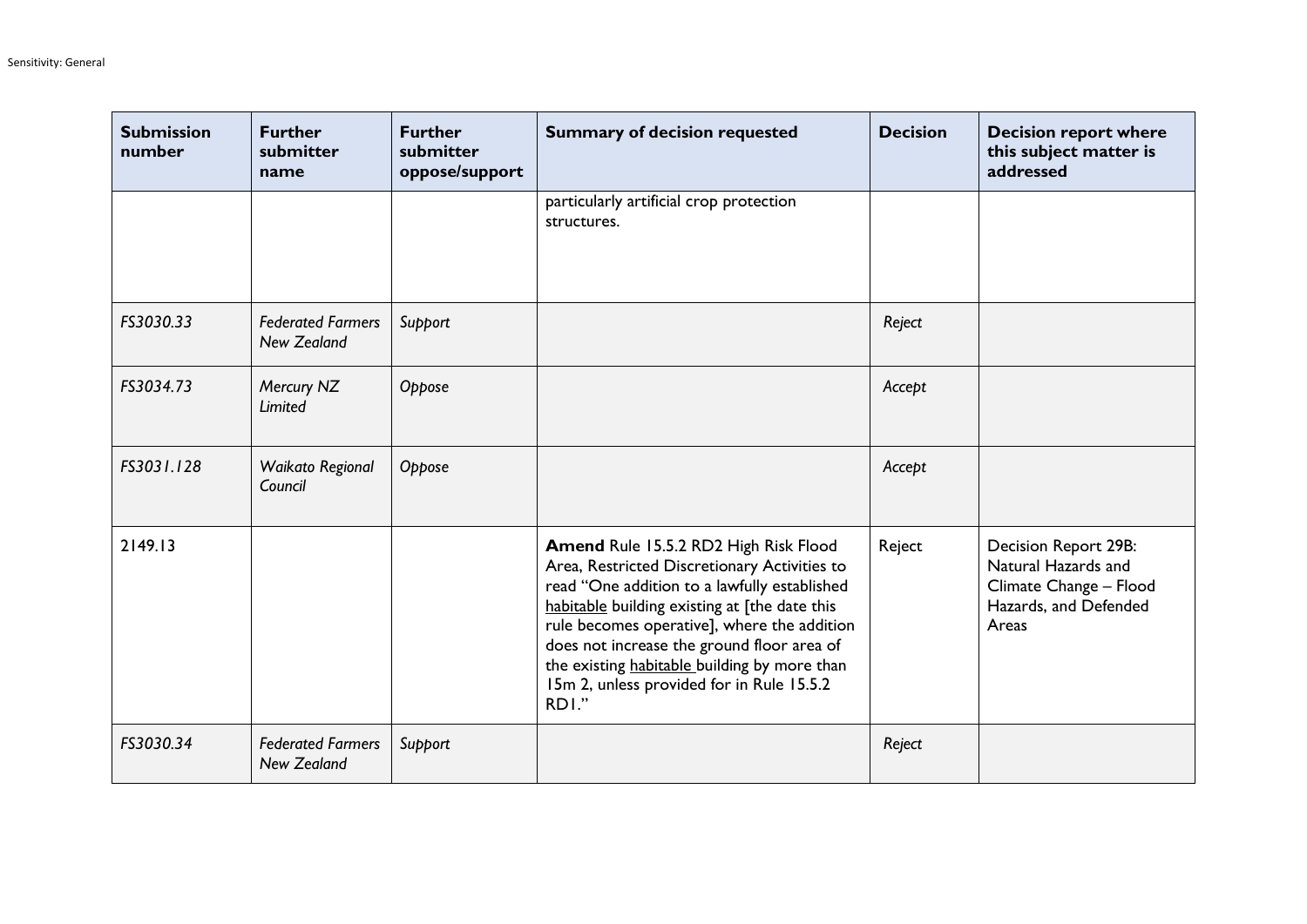| Submission number | Further submitter name | Further submitter oppose/support | Summary of decision requested | Decision | Decision report where this subject matter is addressed |
|---|---|---|---|---|---|
| | | | particularly artificial crop protection structures. | | |
| *FS3030.33* | *Federated Farmers New Zealand* | *Support* | | *Reject* | |
| *FS3034.73* | *Mercury NZ Limited* | *Oppose* | | *Accept* | |
| *FS3031.128* | *Waikato Regional Council* | *Oppose* | | *Accept* | |
| 2149.13 | | | **Amend** Rule 15.5.2 RD2 High Risk Flood Area, Restricted Discretionary Activities to read "One addition to a lawfully established <u>habitable</u> building existing at [the date this rule becomes operative], where the addition does not increase the ground floor area of the existing <u>habitable</u> building by more than 15m 2, unless provided for in Rule 15.5.2 RD1." | Reject | Decision Report 29B: Natural Hazards and Climate Change – Flood Hazards, and Defended Areas |
| *FS3030.34* | *Federated Farmers New Zealand* | *Support* | | *Reject* | |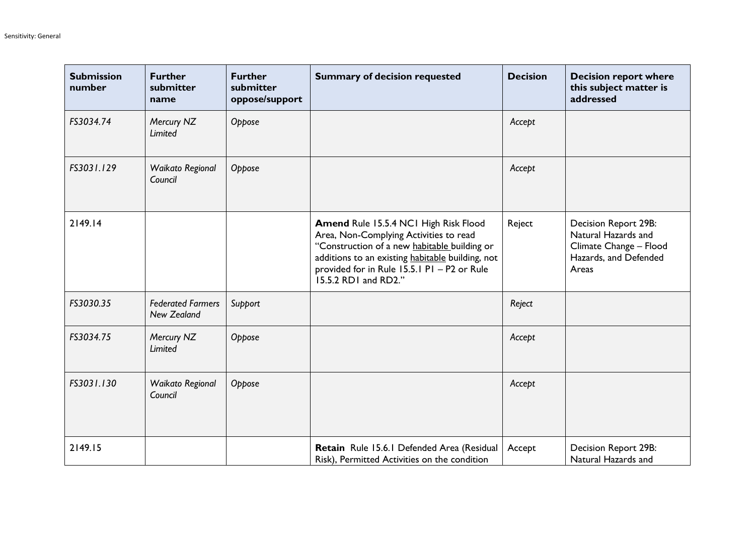| Submission number | Further submitter name | Further submitter oppose/support | Summary of decision requested | Decision | Decision report where this subject matter is addressed |
|---|---|---|---|---|---|
| *FS3034.74* | *Mercury NZ Limited* | *Oppose* | | *Accept* | |
| *FS3031.129* | *Waikato Regional Council* | *Oppose* | | *Accept* | |
| 2149.14 | | | **Amend** Rule 15.5.4 NC1 High Risk Flood Area, Non-Complying Activities to read "Construction of a new <u>habitable</u> building or additions to an existing <u>habitable</u> building, not provided for in Rule 15.5.1 P1 – P2 or Rule 15.5.2 RD1 and RD2." | Reject | Decision Report 29B: Natural Hazards and Climate Change – Flood Hazards, and Defended Areas |
| *FS3030.35* | *Federated Farmers New Zealand* | *Support* | | *Reject* | |
| *FS3034.75* | *Mercury NZ Limited* | *Oppose* | | *Accept* | |
| *FS3031.130* | *Waikato Regional Council* | *Oppose* | | *Accept* | |
| 2149.15 | | | **Retain** Rule 15.6.1 Defended Area (Residual Risk), Permitted Activities on the condition | Accept | Decision Report 29B: Natural Hazards and |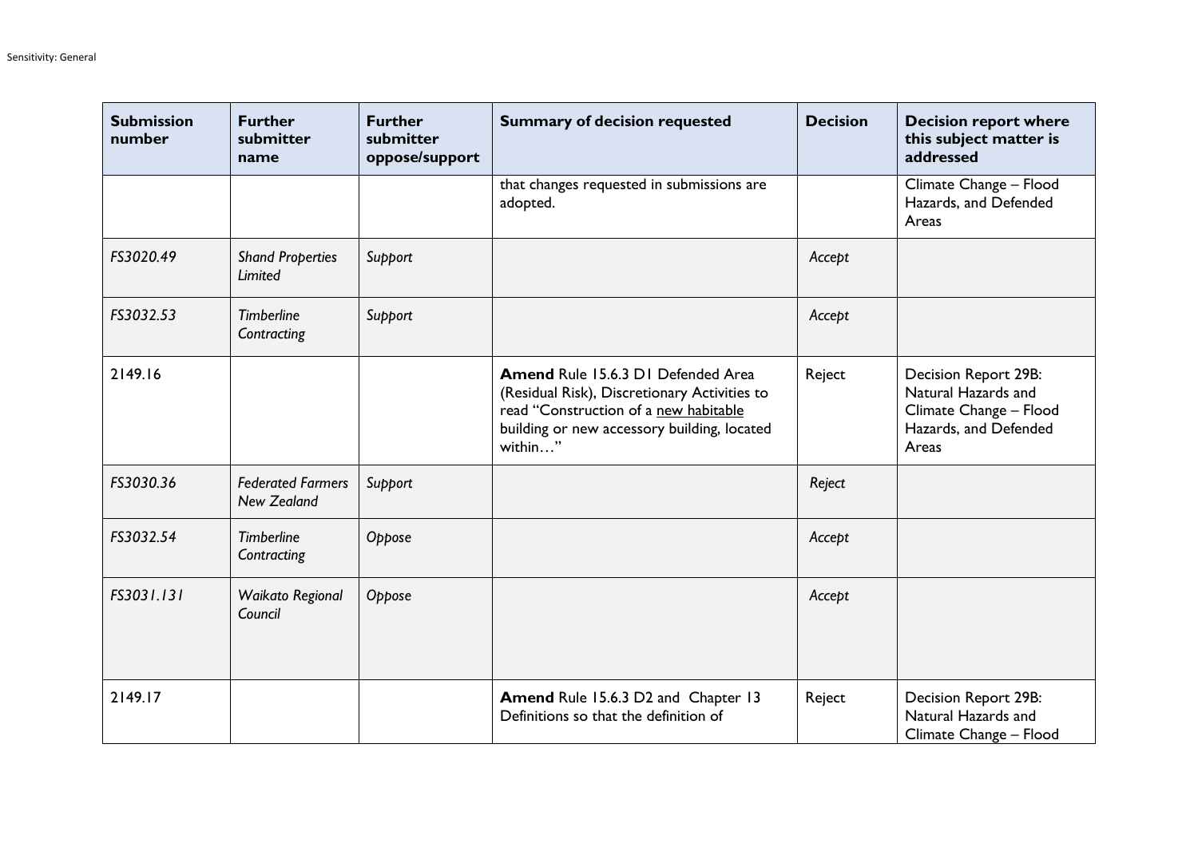| Submission number | Further submitter name | Further submitter oppose/support | Summary of decision requested | Decision | Decision report where this subject matter is addressed |
|---|---|---|---|---|---|
| | | | that changes requested in submissions are adopted. | | Climate Change – Flood Hazards, and Defended Areas |
| *FS3020.49* | *Shand Properties Limited* | *Support* | | *Accept* | |
| *FS3032.53* | *Timberline Contracting* | *Support* | | *Accept* | |
| 2149.16 | | | **Amend** Rule 15.6.3 D1 Defended Area (Residual Risk), Discretionary Activities to read "Construction of a <u>new habitable</u> building or new accessory building, located within…" | Reject | Decision Report 29B: Natural Hazards and Climate Change – Flood Hazards, and Defended Areas |
| *FS3030.36* | *Federated Farmers New Zealand* | *Support* | | *Reject* | |
| *FS3032.54* | *Timberline Contracting* | *Oppose* | | *Accept* | |
| *FS3031.131* | *Waikato Regional Council* | *Oppose* | | *Accept* | |
| 2149.17 | | | **Amend** Rule 15.6.3 D2 and Chapter 13 Definitions so that the definition of | Reject | Decision Report 29B: Natural Hazards and Climate Change – Flood |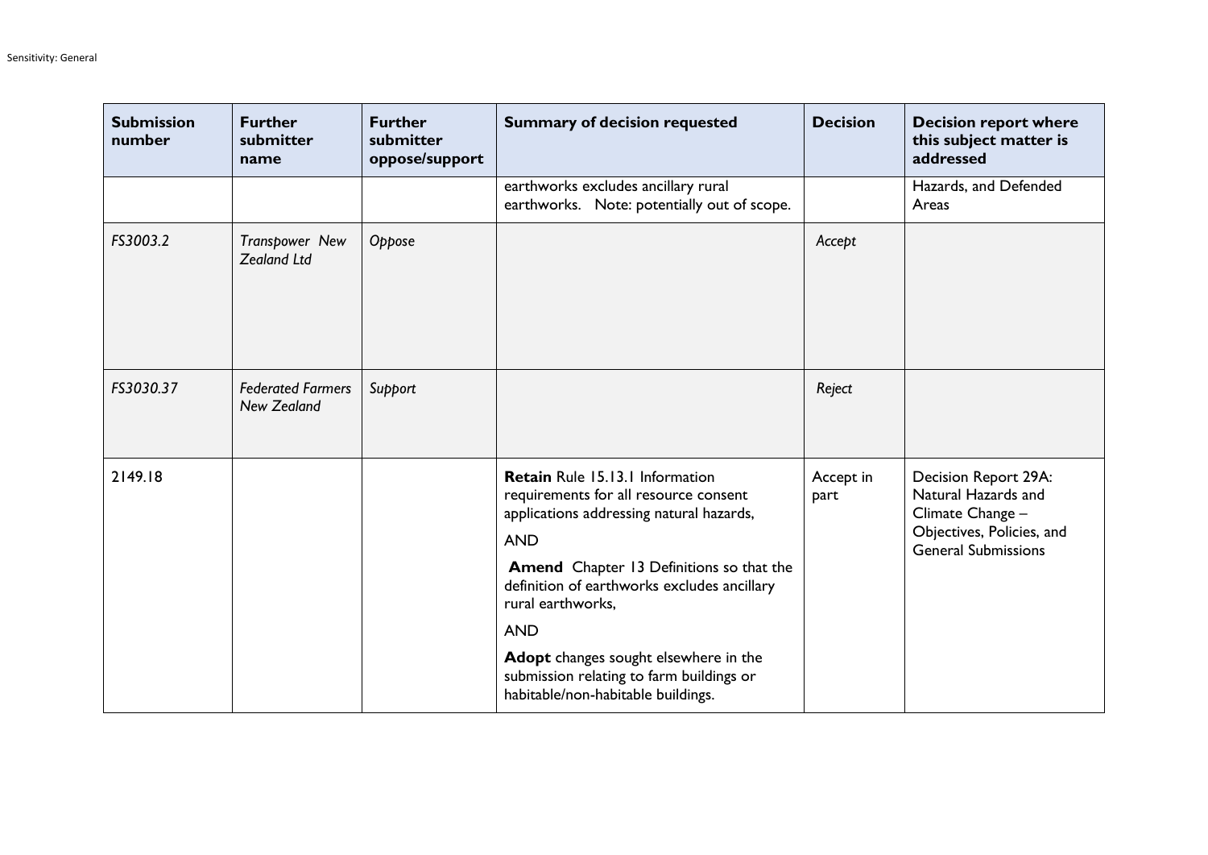| Submission number | Further submitter name | Further submitter oppose/support | Summary of decision requested | Decision | Decision report where this subject matter is addressed |
|---|---|---|---|---|---|
| | | | earthworks excludes ancillary rural earthworks. Note: potentially out of scope. | | Hazards, and Defended Areas |
| *FS3003.2* | *Transpower New Zealand Ltd* | *Oppose* | | *Accept* | |
| *FS3030.37* | *Federated Farmers New Zealand* | *Support* | | *Reject* | |
| 2149.18 | | | **Retain** Rule 15.13.1 Information requirements for all resource consent applications addressing natural hazards, <br><br> AND <br><br> **Amend** Chapter 13 Definitions so that the definition of earthworks excludes ancillary rural earthworks, <br><br> AND <br><br> **Adopt** changes sought elsewhere in the submission relating to farm buildings or habitable/non-habitable buildings. | Accept in part | Decision Report 29A: Natural Hazards and Climate Change – Objectives, Policies, and General Submissions |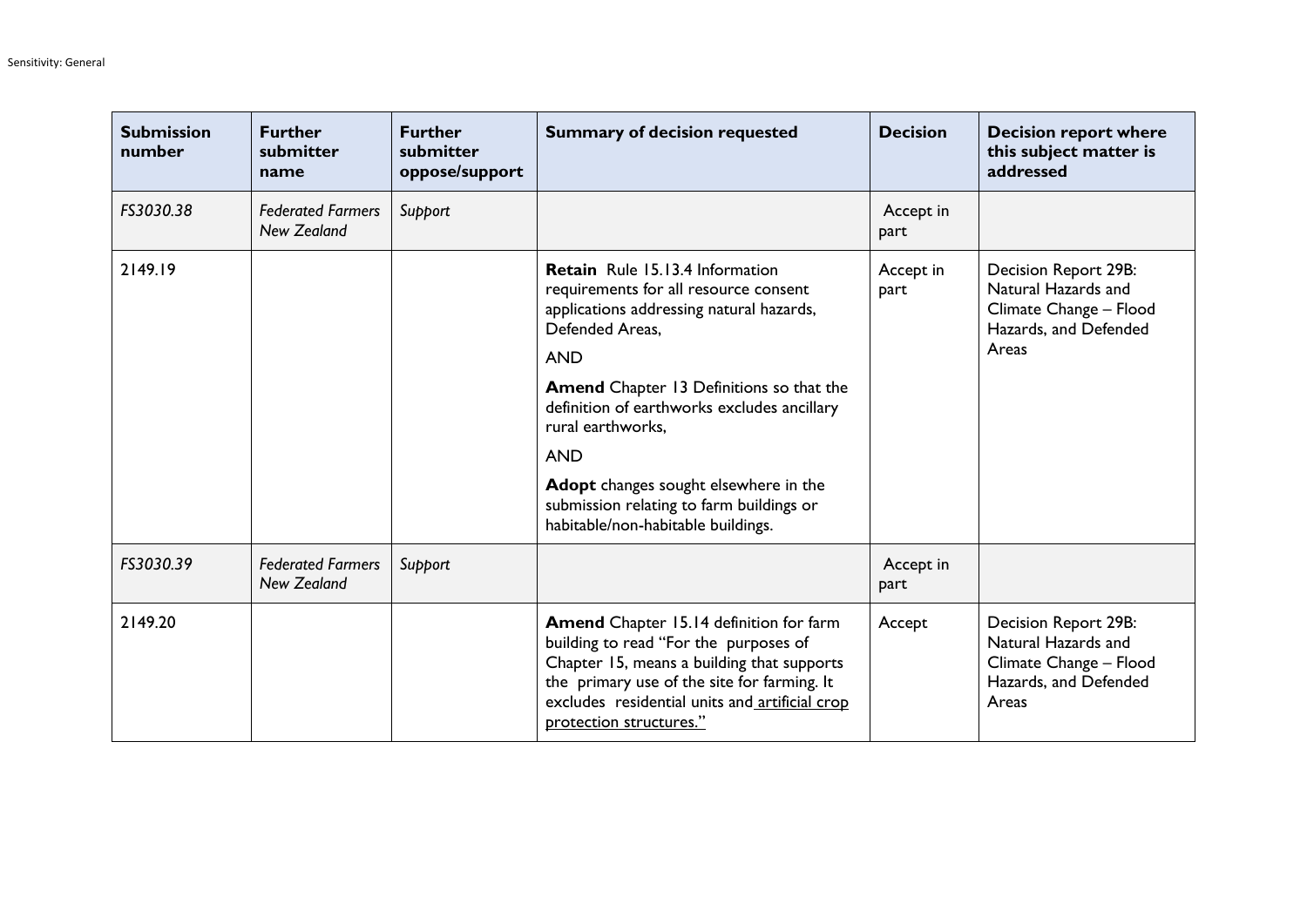| Submission number | Further submitter name | Further submitter oppose/support | Summary of decision requested | Decision | Decision report where this subject matter is addressed |
|---|---|---|---|---|---|
| *FS3030.38* | *Federated Farmers New Zealand* | *Support* | | Accept in part | |
| 2149.19 | | | **Retain** Rule 15.13.4 Information requirements for all resource consent applications addressing natural hazards, Defended Areas,<br><br>AND<br><br>**Amend** Chapter 13 Definitions so that the definition of earthworks excludes ancillary rural earthworks,<br><br>AND<br><br>**Adopt** changes sought elsewhere in the submission relating to farm buildings or habitable/non-habitable buildings. | Accept in part | Decision Report 29B: Natural Hazards and Climate Change – Flood Hazards, and Defended Areas |
| *FS3030.39* | *Federated Farmers New Zealand* | *Support* | | Accept in part | |
| 2149.20 | | | **Amend** Chapter 15.14 definition for farm building to read "For the purposes of Chapter 15, means a building that supports the primary use of the site for farming. It excludes residential units and <u>artificial crop protection structures.</u>" | Accept | Decision Report 29B: Natural Hazards and Climate Change – Flood Hazards, and Defended Areas |